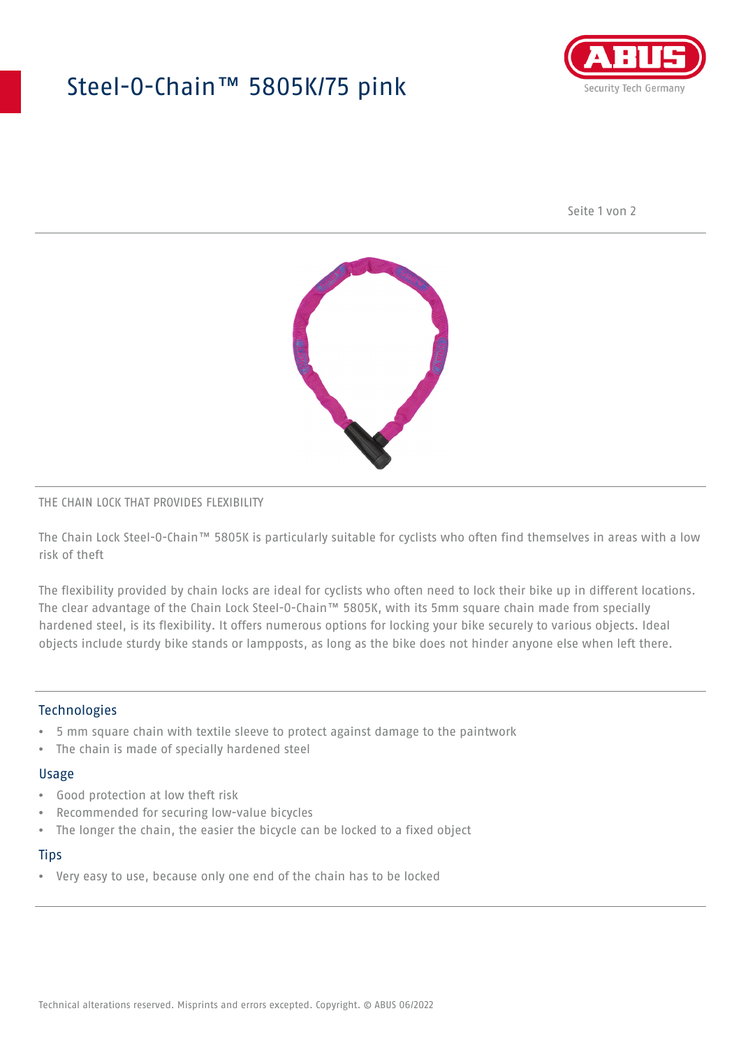# Steel-O-Chain™ 5805K/75 pink

THE CHAIN LOCK THAT PROVIDES FLEXIBILITY

The Chain Lock Steel-O-Chain™ 5805K is particularly suitable for cyclists who often find themselves in areas with a low risk of theft

The flexibility provided by chain locks are ideal for cyclists who often need to lock their bike up in different locations. The clear advantage of the Chain Lock Steel-O-Chain™ 5805K, with its 5mm square chain made from specially hardened steel, is its flexibility. It offers numerous options for locking your bike securely to various objects. Ideal objects include sturdy bike stands or lampposts, as long as the bike does not hinder anyone else when left there.

## Technologies

- 5 mm square chain with textile sleeve to protect against damage to the paintwork
- The chain is made of specially hardened steel

## Usage

- Good protection at low theft risk
- Recommended for securing low-value bicycles
- The longer the chain, the easier the bicycle can be locked to a fixed object

## Tips

- Very easy to use, because only one end of the chain has to be locked

Technical alterations reserved. Misprints and errors excepted. Copyright. © ABUS 06/2022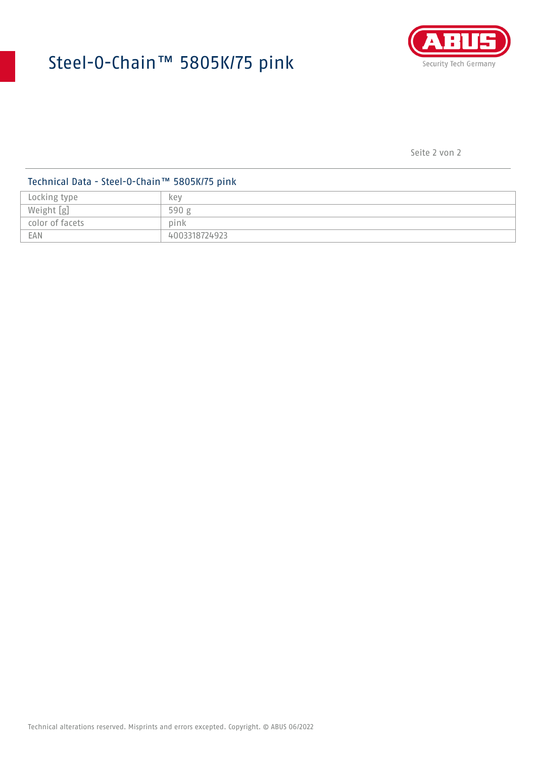# Steel-O-Chain™ 5805K/75 pink

## Technical Data - Steel-O-Chain™ 5805K/75 pink

| | |
|---|---|
| Locking type | key |
| Weight [g] | 590 g |
| color of facets | pink |
| EAN | 4003318724923 |

Technical alterations reserved. Misprints and errors excepted. Copyright. © ABUS 06/2022